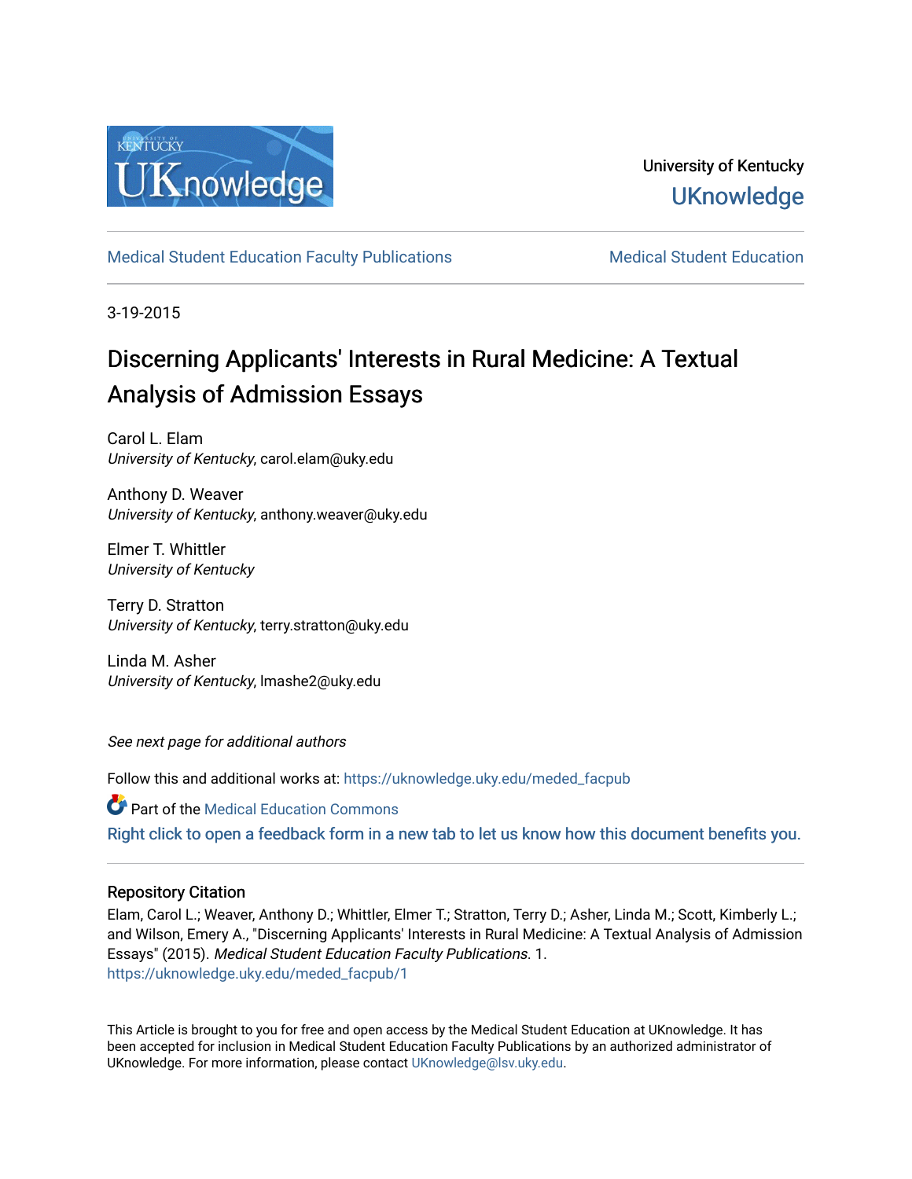University of Kentucky

UKnowledge

Medical Student Education Faculty Publications | Medical Student Education

3-19-2015

# Discerning Applicants' Interests in Rural Medicine: A Textual Analysis of Admission Essays

Carol L. Elam
*University of Kentucky*, carol.elam@uky.edu

Anthony D. Weaver
*University of Kentucky*, anthony.weaver@uky.edu

Elmer T. Whittler
*University of Kentucky*

Terry D. Stratton
*University of Kentucky*, terry.stratton@uky.edu

Linda M. Asher
*University of Kentucky*, lmashe2@uky.edu

*See next page for additional authors*

Follow this and additional works at: https://uknowledge.uky.edu/meded_facpub

Part of the Medical Education Commons

Right click to open a feedback form in a new tab to let us know how this document benefits you.

## Repository Citation

Elam, Carol L.; Weaver, Anthony D.; Whittler, Elmer T.; Stratton, Terry D.; Asher, Linda M.; Scott, Kimberly L.; and Wilson, Emery A., "Discerning Applicants' Interests in Rural Medicine: A Textual Analysis of Admission Essays" (2015). *Medical Student Education Faculty Publications*. 1.
https://uknowledge.uky.edu/meded_facpub/1

This Article is brought to you for free and open access by the Medical Student Education at UKnowledge. It has been accepted for inclusion in Medical Student Education Faculty Publications by an authorized administrator of UKnowledge. For more information, please contact UKnowledge@lsv.uky.edu.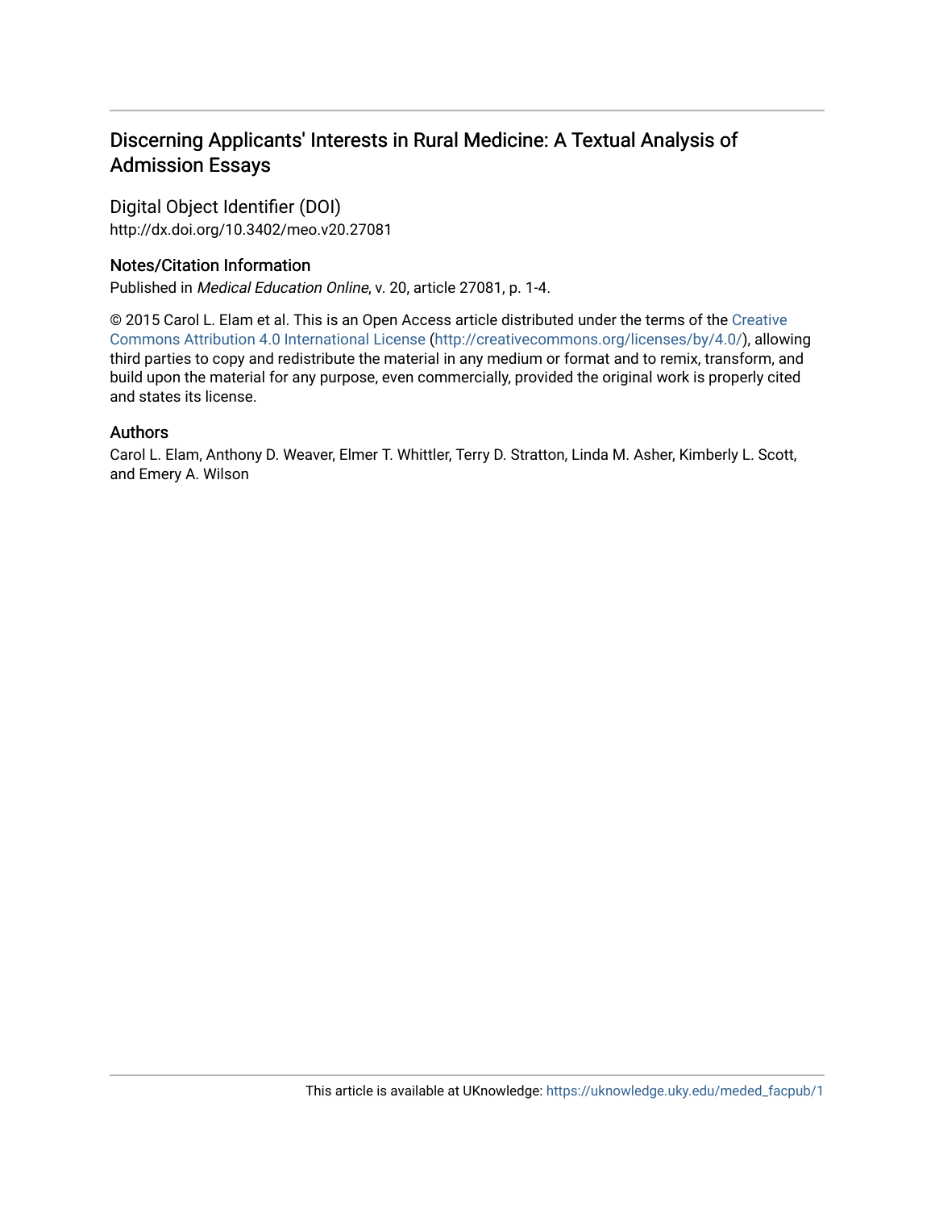# Discerning Applicants' Interests in Rural Medicine: A Textual Analysis of Admission Essays

## Digital Object Identifier (DOI)

http://dx.doi.org/10.3402/meo.v20.27081

## Notes/Citation Information

Published in *Medical Education Online*, v. 20, article 27081, p. 1-4.

© 2015 Carol L. Elam et al. This is an Open Access article distributed under the terms of the Creative Commons Attribution 4.0 International License (http://creativecommons.org/licenses/by/4.0/), allowing third parties to copy and redistribute the material in any medium or format and to remix, transform, and build upon the material for any purpose, even commercially, provided the original work is properly cited and states its license.

## Authors

Carol L. Elam, Anthony D. Weaver, Elmer T. Whittler, Terry D. Stratton, Linda M. Asher, Kimberly L. Scott, and Emery A. Wilson

This article is available at UKnowledge: https://uknowledge.uky.edu/meded_facpub/1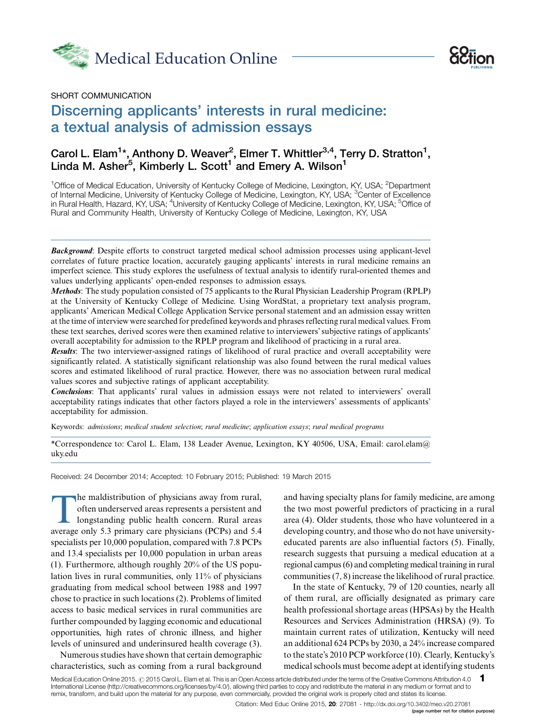SHORT COMMUNICATION

# Discerning applicants' interests in rural medicine: a textual analysis of admission essays

**Carol L. Elam[1]*, Anthony D. Weaver[2], Elmer T. Whittler[3,4], Terry D. Stratton[1], Linda M. Asher[5], Kimberly L. Scott[1] and Emery A. Wilson[1]**

[1]Office of Medical Education, University of Kentucky College of Medicine, Lexington, KY, USA; [2]Department of Internal Medicine, University of Kentucky College of Medicine, Lexington, KY, USA; [3]Center of Excellence in Rural Health, Hazard, KY, USA; [4]University of Kentucky College of Medicine, Lexington, KY, USA; [5]Office of Rural and Community Health, University of Kentucky College of Medicine, Lexington, KY, USA

***Background***: Despite efforts to construct targeted medical school admission processes using applicant-level correlates of future practice location, accurately gauging applicants' interests in rural medicine remains an imperfect science. This study explores the usefulness of textual analysis to identify rural-oriented themes and values underlying applicants' open-ended responses to admission essays.

***Methods***: The study population consisted of 75 applicants to the Rural Physician Leadership Program (RPLP) at the University of Kentucky College of Medicine. Using WordStat, a proprietary text analysis program, applicants' American Medical College Application Service personal statement and an admission essay written at the time of interview were searched for predefined keywords and phrases reflecting rural medical values. From these text searches, derived scores were then examined relative to interviewers' subjective ratings of applicants' overall acceptability for admission to the RPLP program and likelihood of practicing in a rural area.

***Results***: The two interviewer-assigned ratings of likelihood of rural practice and overall acceptability were significantly related. A statistically significant relationship was also found between the rural medical values scores and estimated likelihood of rural practice. However, there was no association between rural medical values scores and subjective ratings of applicant acceptability.

***Conclusions***: That applicants' rural values in admission essays were not related to interviewers' overall acceptability ratings indicates that other factors played a role in the interviewers' assessments of applicants' acceptability for admission.

Keywords: *admissions*; *medical student selection*; *rural medicine*; *application essays*; *rural medical programs*

*Correspondence to: Carol L. Elam, 138 Leader Avenue, Lexington, KY 40506, USA, Email: carol.elam@uky.edu

Received: 24 December 2014; Accepted: 10 February 2015; Published: 19 March 2015

The maldistribution of physicians away from rural, often underserved areas represents a persistent and longstanding public health concern. Rural areas average only 5.3 primary care physicians (PCPs) and 5.4 specialists per 10,000 population, compared with 7.8 PCPs and 13.4 specialists per 10,000 population in urban areas (1). Furthermore, although roughly 20% of the US population lives in rural communities, only 11% of physicians graduating from medical school between 1988 and 1997 chose to practice in such locations (2). Problems of limited access to basic medical services in rural communities are further compounded by lagging economic and educational opportunities, high rates of chronic illness, and higher levels of uninsured and underinsured health coverage (3).

Numerous studies have shown that certain demographic characteristics, such as coming from a rural background and having specialty plans for family medicine, are among the two most powerful predictors of practicing in a rural area (4). Older students, those who have volunteered in a developing country, and those who do not have university-educated parents are also influential factors (5). Finally, research suggests that pursuing a medical education at a regional campus (6) and completing medical training in rural communities (7, 8) increase the likelihood of rural practice.

In the state of Kentucky, 79 of 120 counties, nearly all of them rural, are officially designated as primary care health professional shortage areas (HPSAs) by the Health Resources and Services Administration (HRSA) (9). To maintain current rates of utilization, Kentucky will need an additional 624 PCPs by 2030, a 24% increase compared to the state's 2010 PCP workforce (10). Clearly, Kentucky's medical schools must become adept at identifying students

Medical Education Online 2015. © 2015 Carol L. Elam et al. This is an Open Access article distributed under the terms of the Creative Commons Attribution 4.0 International License (http://creativecommons.org/licenses/by/4.0/), allowing third parties to copy and redistribute the material in any medium or format and to remix, transform, and build upon the material for any purpose, even commercially, provided the original work is properly cited and states its license.

Citation: Med Educ Online 2015, **20**: 27081 - http://dx.doi.org/10.3402/meo.v20.27081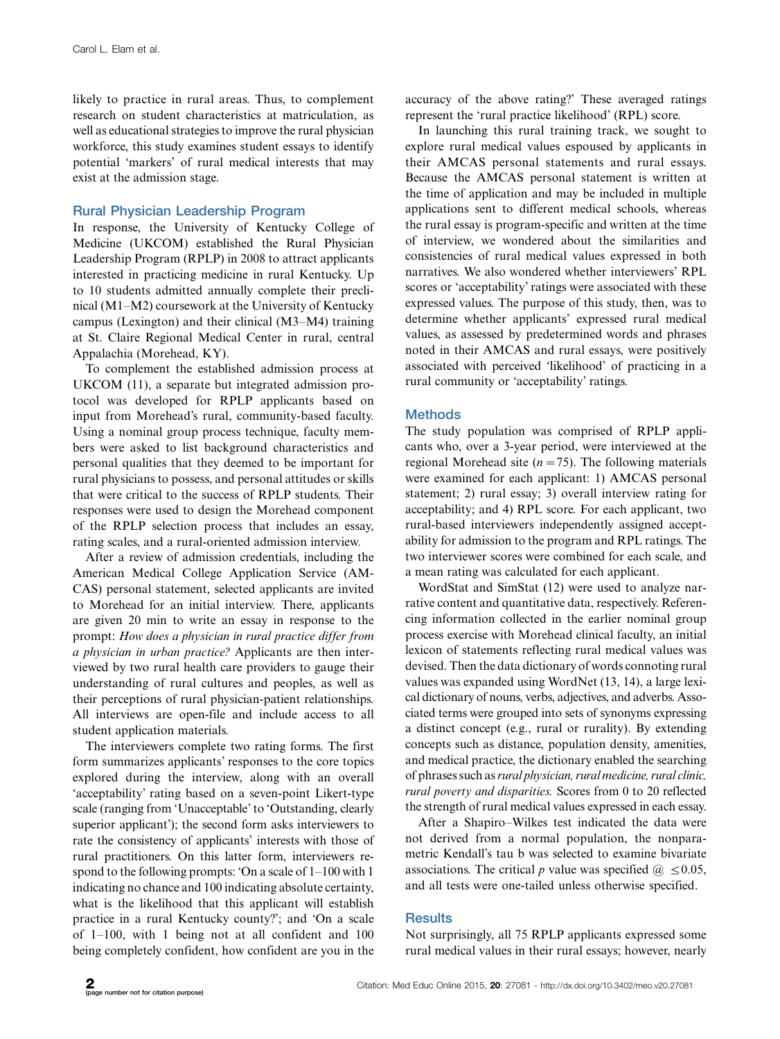likely to practice in rural areas. Thus, to complement research on student characteristics at matriculation, as well as educational strategies to improve the rural physician workforce, this study examines student essays to identify potential 'markers' of rural medical interests that may exist at the admission stage.

## Rural Physician Leadership Program

In response, the University of Kentucky College of Medicine (UKCOM) established the Rural Physician Leadership Program (RPLP) in 2008 to attract applicants interested in practicing medicine in rural Kentucky. Up to 10 students admitted annually complete their preclinical (M1–M2) coursework at the University of Kentucky campus (Lexington) and their clinical (M3–M4) training at St. Claire Regional Medical Center in rural, central Appalachia (Morehead, KY).

To complement the established admission process at UKCOM (11), a separate but integrated admission protocol was developed for RPLP applicants based on input from Morehead's rural, community-based faculty. Using a nominal group process technique, faculty members were asked to list background characteristics and personal qualities that they deemed to be important for rural physicians to possess, and personal attitudes or skills that were critical to the success of RPLP students. Their responses were used to design the Morehead component of the RPLP selection process that includes an essay, rating scales, and a rural-oriented admission interview.

After a review of admission credentials, including the American Medical College Application Service (AMCAS) personal statement, selected applicants are invited to Morehead for an initial interview. There, applicants are given 20 min to write an essay in response to the prompt: *How does a physician in rural practice differ from a physician in urban practice?* Applicants are then interviewed by two rural health care providers to gauge their understanding of rural cultures and peoples, as well as their perceptions of rural physician-patient relationships. All interviews are open-file and include access to all student application materials.

The interviewers complete two rating forms. The first form summarizes applicants' responses to the core topics explored during the interview, along with an overall 'acceptability' rating based on a seven-point Likert-type scale (ranging from 'Unacceptable' to 'Outstanding, clearly superior applicant'); the second form asks interviewers to rate the consistency of applicants' interests with those of rural practitioners. On this latter form, interviewers respond to the following prompts: 'On a scale of 1–100 with 1 indicating no chance and 100 indicating absolute certainty, what is the likelihood that this applicant will establish practice in a rural Kentucky county?'; and 'On a scale of 1–100, with 1 being not at all confident and 100 being completely confident, how confident are you in the accuracy of the above rating?' These averaged ratings represent the 'rural practice likelihood' (RPL) score.

In launching this rural training track, we sought to explore rural medical values espoused by applicants in their AMCAS personal statements and rural essays. Because the AMCAS personal statement is written at the time of application and may be included in multiple applications sent to different medical schools, whereas the rural essay is program-specific and written at the time of interview, we wondered about the similarities and consistencies of rural medical values expressed in both narratives. We also wondered whether interviewers' RPL scores or 'acceptability' ratings were associated with these expressed values. The purpose of this study, then, was to determine whether applicants' expressed rural medical values, as assessed by predetermined words and phrases noted in their AMCAS and rural essays, were positively associated with perceived 'likelihood' of practicing in a rural community or 'acceptability' ratings.

## Methods

The study population was comprised of RPLP applicants who, over a 3-year period, were interviewed at the regional Morehead site ($n = 75$). The following materials were examined for each applicant: 1) AMCAS personal statement; 2) rural essay; 3) overall interview rating for acceptability; and 4) RPL score. For each applicant, two rural-based interviewers independently assigned acceptability for admission to the program and RPL ratings. The two interviewer scores were combined for each scale, and a mean rating was calculated for each applicant.

WordStat and SimStat (12) were used to analyze narrative content and quantitative data, respectively. Referencing information collected in the earlier nominal group process exercise with Morehead clinical faculty, an initial lexicon of statements reflecting rural medical values was devised. Then the data dictionary of words connoting rural values was expanded using WordNet (13, 14), a large lexical dictionary of nouns, verbs, adjectives, and adverbs. Associated terms were grouped into sets of synonyms expressing a distinct concept (e.g., rural or rurality). By extending concepts such as distance, population density, amenities, and medical practice, the dictionary enabled the searching of phrases such as *rural physician, rural medicine, rural clinic, rural poverty and disparities.* Scores from 0 to 20 reflected the strength of rural medical values expressed in each essay.

After a Shapiro–Wilkes test indicated the data were not derived from a normal population, the nonparametric Kendall's tau b was selected to examine bivariate associations. The critical $p$ value was specified @ $\leq 0.05$, and all tests were one-tailed unless otherwise specified.

## Results

Not surprisingly, all 75 RPLP applicants expressed some rural medical values in their rural essays; however, nearly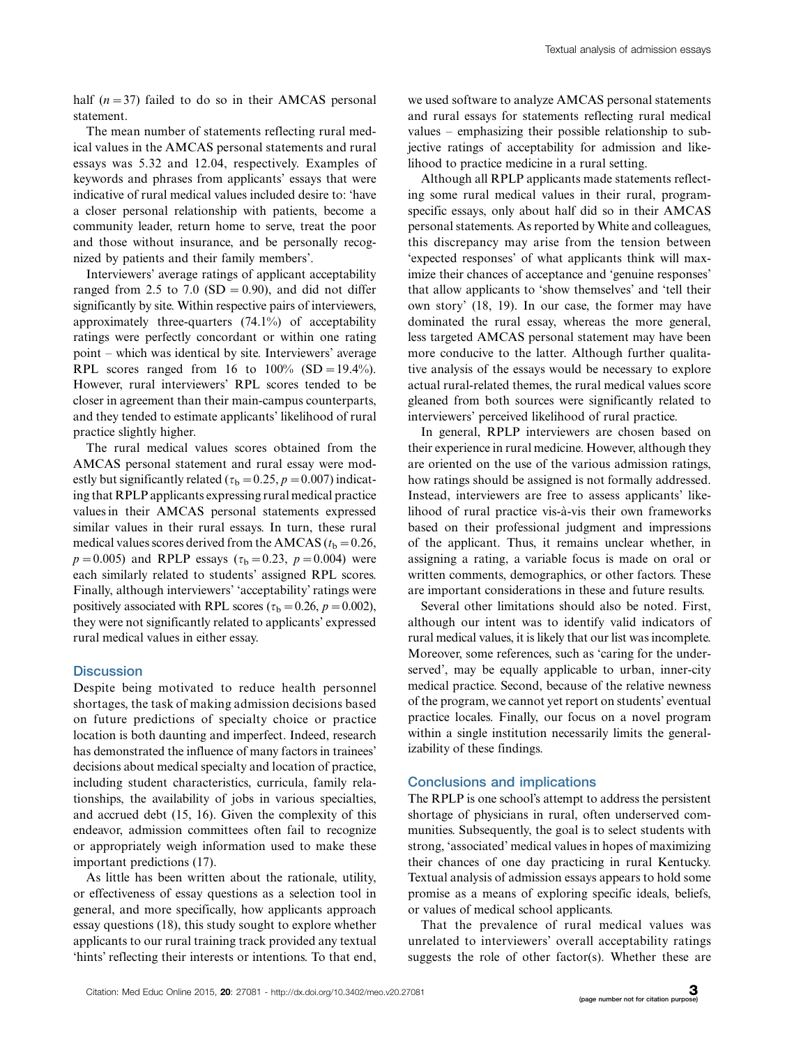half ($n = 37$) failed to do so in their AMCAS personal statement.

The mean number of statements reflecting rural medical values in the AMCAS personal statements and rural essays was 5.32 and 12.04, respectively. Examples of keywords and phrases from applicants' essays that were indicative of rural medical values included desire to: 'have a closer personal relationship with patients, become a community leader, return home to serve, treat the poor and those without insurance, and be personally recognized by patients and their family members'.

Interviewers' average ratings of applicant acceptability ranged from 2.5 to 7.0 (SD = 0.90), and did not differ significantly by site. Within respective pairs of interviewers, approximately three-quarters (74.1%) of acceptability ratings were perfectly concordant or within one rating point – which was identical by site. Interviewers' average RPL scores ranged from 16 to 100% (SD = 19.4%). However, rural interviewers' RPL scores tended to be closer in agreement than their main-campus counterparts, and they tended to estimate applicants' likelihood of rural practice slightly higher.

The rural medical values scores obtained from the AMCAS personal statement and rural essay were modestly but significantly related ($\tau_b = 0.25$, $p = 0.007$) indicating that RPLP applicants expressing rural medical practice values in their AMCAS personal statements expressed similar values in their rural essays. In turn, these rural medical values scores derived from the AMCAS ($t_b = 0.26$, $p = 0.005$) and RPLP essays ($\tau_b = 0.23$, $p = 0.004$) were each similarly related to students' assigned RPL scores. Finally, although interviewers' 'acceptability' ratings were positively associated with RPL scores ($\tau_b = 0.26$, $p = 0.002$), they were not significantly related to applicants' expressed rural medical values in either essay.

## Discussion

Despite being motivated to reduce health personnel shortages, the task of making admission decisions based on future predictions of specialty choice or practice location is both daunting and imperfect. Indeed, research has demonstrated the influence of many factors in trainees' decisions about medical specialty and location of practice, including student characteristics, curricula, family relationships, the availability of jobs in various specialties, and accrued debt (15, 16). Given the complexity of this endeavor, admission committees often fail to recognize or appropriately weigh information used to make these important predictions (17).

As little has been written about the rationale, utility, or effectiveness of essay questions as a selection tool in general, and more specifically, how applicants approach essay questions (18), this study sought to explore whether applicants to our rural training track provided any textual 'hints' reflecting their interests or intentions. To that end, we used software to analyze AMCAS personal statements and rural essays for statements reflecting rural medical values – emphasizing their possible relationship to subjective ratings of acceptability for admission and likelihood to practice medicine in a rural setting.

Although all RPLP applicants made statements reflecting some rural medical values in their rural, program-specific essays, only about half did so in their AMCAS personal statements. As reported by White and colleagues, this discrepancy may arise from the tension between 'expected responses' of what applicants think will maximize their chances of acceptance and 'genuine responses' that allow applicants to 'show themselves' and 'tell their own story' (18, 19). In our case, the former may have dominated the rural essay, whereas the more general, less targeted AMCAS personal statement may have been more conducive to the latter. Although further qualitative analysis of the essays would be necessary to explore actual rural-related themes, the rural medical values score gleaned from both sources were significantly related to interviewers' perceived likelihood of rural practice.

In general, RPLP interviewers are chosen based on their experience in rural medicine. However, although they are oriented on the use of the various admission ratings, how ratings should be assigned is not formally addressed. Instead, interviewers are free to assess applicants' likelihood of rural practice vis-à-vis their own frameworks based on their professional judgment and impressions of the applicant. Thus, it remains unclear whether, in assigning a rating, a variable focus is made on oral or written comments, demographics, or other factors. These are important considerations in these and future results.

Several other limitations should also be noted. First, although our intent was to identify valid indicators of rural medical values, it is likely that our list was incomplete. Moreover, some references, such as 'caring for the underserved', may be equally applicable to urban, inner-city medical practice. Second, because of the relative newness of the program, we cannot yet report on students' eventual practice locales. Finally, our focus on a novel program within a single institution necessarily limits the generalizability of these findings.

## Conclusions and implications

The RPLP is one school's attempt to address the persistent shortage of physicians in rural, often underserved communities. Subsequently, the goal is to select students with strong, 'associated' medical values in hopes of maximizing their chances of one day practicing in rural Kentucky. Textual analysis of admission essays appears to hold some promise as a means of exploring specific ideals, beliefs, or values of medical school applicants.

That the prevalence of rural medical values was unrelated to interviewers' overall acceptability ratings suggests the role of other factor(s). Whether these are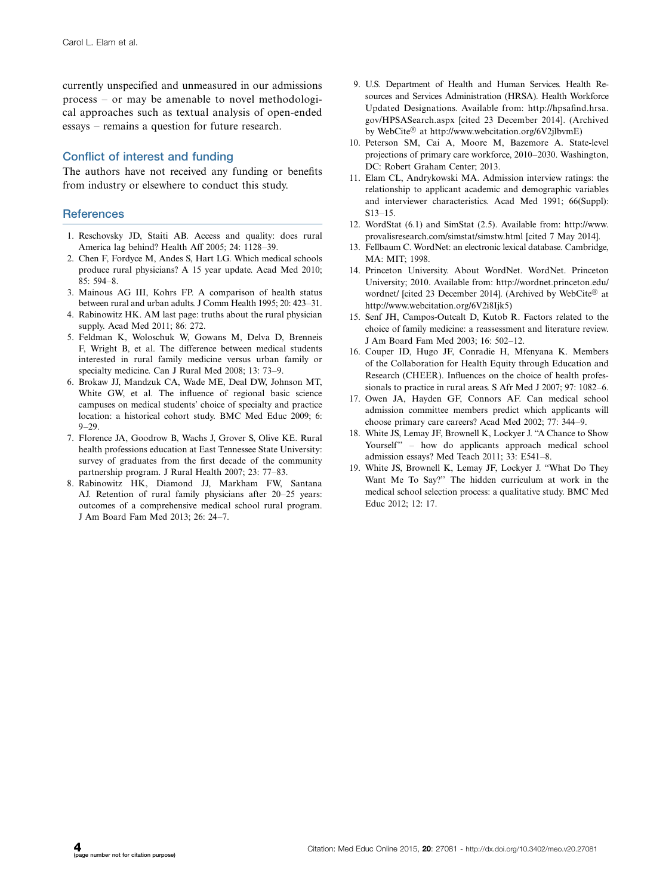currently unspecified and unmeasured in our admissions process – or may be amenable to novel methodological approaches such as textual analysis of open-ended essays – remains a question for future research.

## Conflict of interest and funding

The authors have not received any funding or benefits from industry or elsewhere to conduct this study.

## References

1. Reschovsky JD, Staiti AB. Access and quality: does rural America lag behind? Health Aff 2005; 24: 1128–39.
2. Chen F, Fordyce M, Andes S, Hart LG. Which medical schools produce rural physicians? A 15 year update. Acad Med 2010; 85: 594–8.
3. Mainous AG III, Kohrs FP. A comparison of health status between rural and urban adults. J Comm Health 1995; 20: 423–31.
4. Rabinowitz HK. AM last page: truths about the rural physician supply. Acad Med 2011; 86: 272.
5. Feldman K, Woloschuk W, Gowans M, Delva D, Brenneis F, Wright B, et al. The difference between medical students interested in rural family medicine versus urban family or specialty medicine. Can J Rural Med 2008; 13: 73–9.
6. Brokaw JJ, Mandzuk CA, Wade ME, Deal DW, Johnson MT, White GW, et al. The influence of regional basic science campuses on medical students' choice of specialty and practice location: a historical cohort study. BMC Med Educ 2009; 6: 9–29.
7. Florence JA, Goodrow B, Wachs J, Grover S, Olive KE. Rural health professions education at East Tennessee State University: survey of graduates from the first decade of the community partnership program. J Rural Health 2007; 23: 77–83.
8. Rabinowitz HK, Diamond JJ, Markham FW, Santana AJ. Retention of rural family physicians after 20–25 years: outcomes of a comprehensive medical school rural program. J Am Board Fam Med 2013; 26: 24–7.
9. U.S. Department of Health and Human Services. Health Resources and Services Administration (HRSA). Health Workforce Updated Designations. Available from: http://hpsafind.hrsa.gov/HPSASearch.aspx [cited 23 December 2014]. (Archived by WebCite® at http://www.webcitation.org/6V2jlbvmE)
10. Peterson SM, Cai A, Moore M, Bazemore A. State-level projections of primary care workforce, 2010–2030. Washington, DC: Robert Graham Center; 2013.
11. Elam CL, Andrykowski MA. Admission interview ratings: the relationship to applicant academic and demographic variables and interviewer characteristics. Acad Med 1991; 66(Suppl): S13–15.
12. WordStat (6.1) and SimStat (2.5). Available from: http://www.provalisresearch.com/simstat/simstw.html [cited 7 May 2014].
13. Fellbaum C. WordNet: an electronic lexical database. Cambridge, MA: MIT; 1998.
14. Princeton University. About WordNet. WordNet. Princeton University; 2010. Available from: http://wordnet.princeton.edu/wordnet/ [cited 23 December 2014]. (Archived by WebCite® at http://www.webcitation.org/6V2i8Ijk5)
15. Senf JH, Campos-Outcalt D, Kutob R. Factors related to the choice of family medicine: a reassessment and literature review. J Am Board Fam Med 2003; 16: 502–12.
16. Couper ID, Hugo JF, Conradie H, Mfenyana K. Members of the Collaboration for Health Equity through Education and Research (CHEER). Influences on the choice of health professionals to practice in rural areas. S Afr Med J 2007; 97: 1082–6.
17. Owen JA, Hayden GF, Connors AF. Can medical school admission committee members predict which applicants will choose primary care careers? Acad Med 2002; 77: 344–9.
18. White JS, Lemay JF, Brownell K, Lockyer J. "A Chance to Show Yourself" – how do applicants approach medical school admission essays? Med Teach 2011; 33: E541–8.
19. White JS, Brownell K, Lemay JF, Lockyer J. "What Do They Want Me To Say?" The hidden curriculum at work in the medical school selection process: a qualitative study. BMC Med Educ 2012; 12: 17.